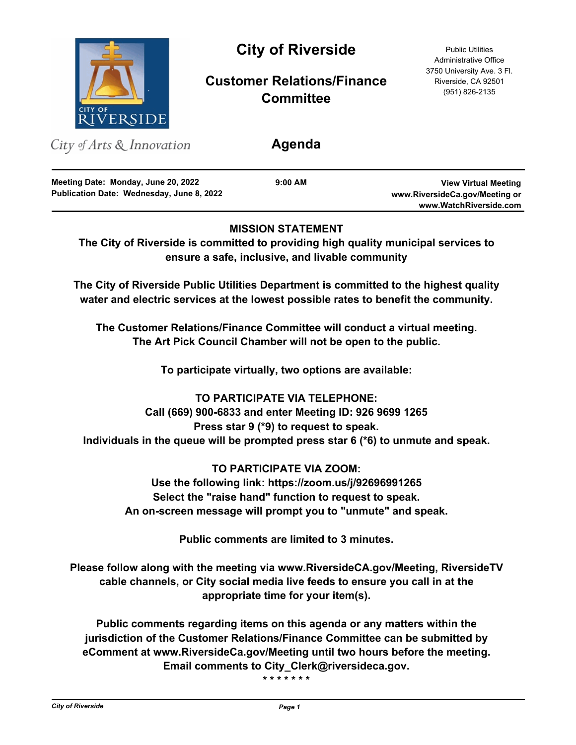# City of Riverside

## Customer Relations/Finance Committee

Public Utilities
Administrative Office
3750 University Ave. 3 Fl.
Riverside, CA 92501
(951) 826-2135

*City of Arts & Innovation*

## Agenda

**Meeting Date: Monday, June 20, 2022**
**Publication Date: Wednesday, June 8, 2022**

**9:00 AM**

**View Virtual Meeting**
**www.RiversideCa.gov/Meeting or**
**www.WatchRiverside.com**

---

**MISSION STATEMENT**

**The City of Riverside is committed to providing high quality municipal services to ensure a safe, inclusive, and livable community**

**The City of Riverside Public Utilities Department is committed to the highest quality water and electric services at the lowest possible rates to benefit the community.**

**The Customer Relations/Finance Committee will conduct a virtual meeting.**
**The Art Pick Council Chamber will not be open to the public.**

**To participate virtually, two options are available:**

**TO PARTICIPATE VIA TELEPHONE:**
**Call (669) 900-6833 and enter Meeting ID: 926 9699 1265**
**Press star 9 (*9) to request to speak.**
**Individuals in the queue will be prompted press star 6 (*6) to unmute and speak.**

**TO PARTICIPATE VIA ZOOM:**
**Use the following link: https://zoom.us/j/92696991265**
**Select the "raise hand" function to request to speak.**
**An on-screen message will prompt you to "unmute" and speak.**

**Public comments are limited to 3 minutes.**

**Please follow along with the meeting via www.RiversideCA.gov/Meeting, RiversideTV cable channels, or City social media live feeds to ensure you call in at the appropriate time for your item(s).**

**Public comments regarding items on this agenda or any matters within the jurisdiction of the Customer Relations/Finance Committee can be submitted by eComment at www.RiversideCa.gov/Meeting until two hours before the meeting. Email comments to City_Clerk@riversideca.gov.**

\* \* \* \* \* \* \*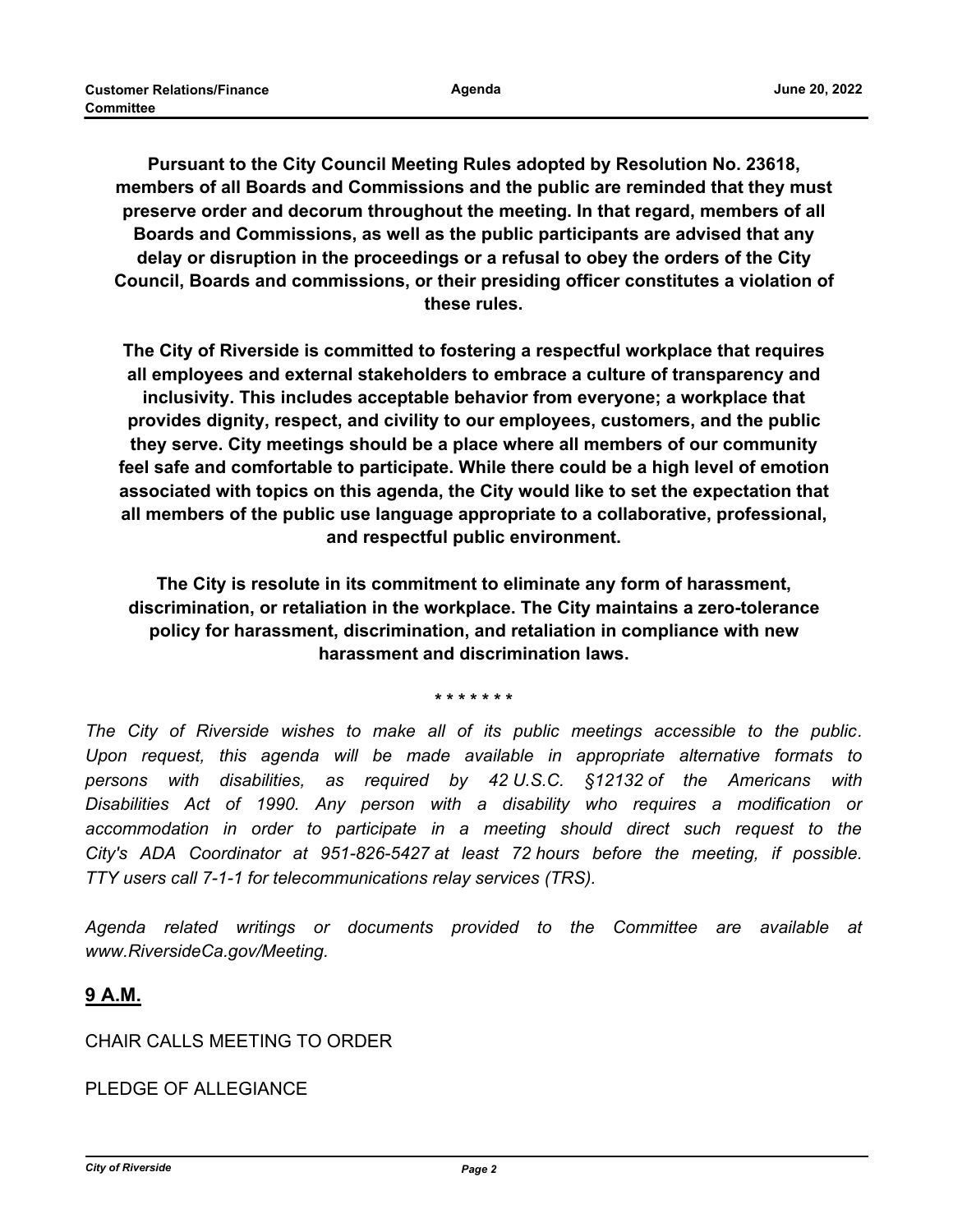**Pursuant to the City Council Meeting Rules adopted by Resolution No. 23618, members of all Boards and Commissions and the public are reminded that they must preserve order and decorum throughout the meeting. In that regard, members of all Boards and Commissions, as well as the public participants are advised that any delay or disruption in the proceedings or a refusal to obey the orders of the City Council, Boards and commissions, or their presiding officer constitutes a violation of these rules.**

**The City of Riverside is committed to fostering a respectful workplace that requires all employees and external stakeholders to embrace a culture of transparency and inclusivity. This includes acceptable behavior from everyone; a workplace that provides dignity, respect, and civility to our employees, customers, and the public they serve. City meetings should be a place where all members of our community feel safe and comfortable to participate. While there could be a high level of emotion associated with topics on this agenda, the City would like to set the expectation that all members of the public use language appropriate to a collaborative, professional, and respectful public environment.**

**The City is resolute in its commitment to eliminate any form of harassment, discrimination, or retaliation in the workplace. The City maintains a zero-tolerance policy for harassment, discrimination, and retaliation in compliance with new harassment and discrimination laws.**

**\* \* \* \* \* \* \***

*The City of Riverside wishes to make all of its public meetings accessible to the public. Upon request, this agenda will be made available in appropriate alternative formats to persons with disabilities, as required by 42 U.S.C. §12132 of the Americans with Disabilities Act of 1990. Any person with a disability who requires a modification or accommodation in order to participate in a meeting should direct such request to the City's ADA Coordinator at 951-826-5427 at least 72 hours before the meeting, if possible. TTY users call 7-1-1 for telecommunications relay services (TRS).*

*Agenda related writings or documents provided to the Committee are available at www.RiversideCa.gov/Meeting.*

**9 A.M.**

CHAIR CALLS MEETING TO ORDER

PLEDGE OF ALLEGIANCE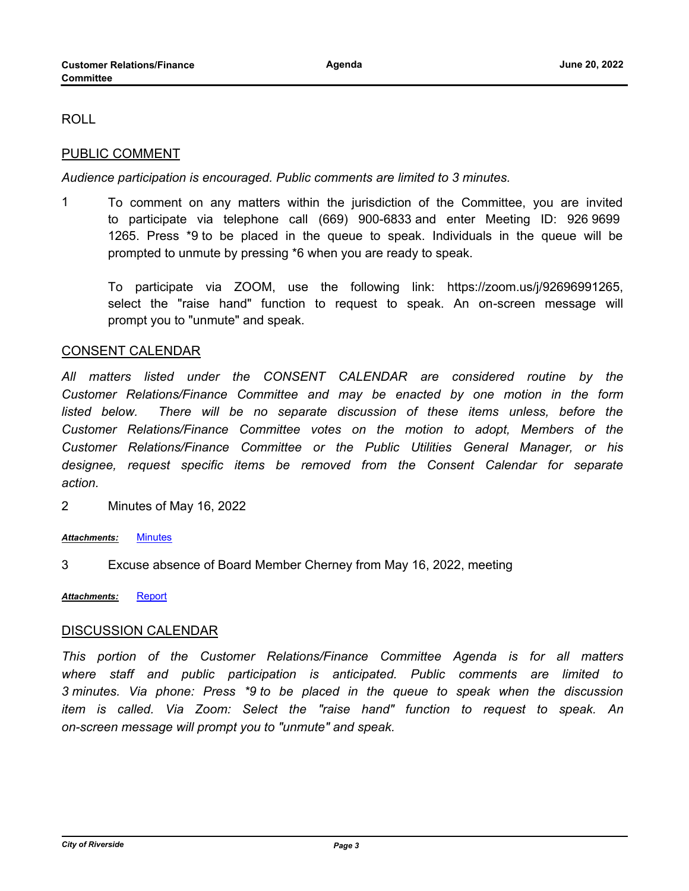ROLL

## PUBLIC COMMENT

*Audience participation is encouraged. Public comments are limited to 3 minutes.*

1 To comment on any matters within the jurisdiction of the Committee, you are invited to participate via telephone call (669) 900-6833 and enter Meeting ID: 926 9699 1265. Press *9 to be placed in the queue to speak. Individuals in the queue will be prompted to unmute by pressing *6 when you are ready to speak.

To participate via ZOOM, use the following link: https://zoom.us/j/92696991265, select the "raise hand" function to request to speak. An on-screen message will prompt you to "unmute" and speak.

## CONSENT CALENDAR

*All matters listed under the CONSENT CALENDAR are considered routine by the Customer Relations/Finance Committee and may be enacted by one motion in the form listed below. There will be no separate discussion of these items unless, before the Customer Relations/Finance Committee votes on the motion to adopt, Members of the Customer Relations/Finance Committee or the Public Utilities General Manager, or his designee, request specific items be removed from the Consent Calendar for separate action.*

2 Minutes of May 16, 2022

***Attachments:*** Minutes

3 Excuse absence of Board Member Cherney from May 16, 2022, meeting

***Attachments:*** Report

## DISCUSSION CALENDAR

*This portion of the Customer Relations/Finance Committee Agenda is for all matters where staff and public participation is anticipated. Public comments are limited to 3 minutes. Via phone: Press *9 to be placed in the queue to speak when the discussion item is called. Via Zoom: Select the "raise hand" function to request to speak. An on-screen message will prompt you to "unmute" and speak.*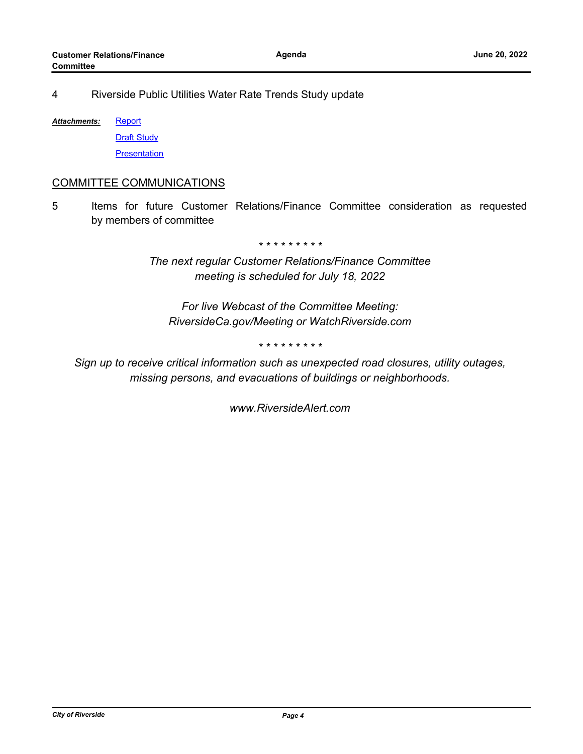4 Riverside Public Utilities Water Rate Trends Study update

***Attachments:*** Report
Draft Study
Presentation

## COMMITTEE COMMUNICATIONS

5 Items for future Customer Relations/Finance Committee consideration as requested by members of committee

\* \* \* \* \* \* \* \* \*

*The next regular Customer Relations/Finance Committee meeting is scheduled for July 18, 2022*

*For live Webcast of the Committee Meeting: RiversideCa.gov/Meeting or WatchRiverside.com*

\* \* \* \* \* \* \* \* \*

*Sign up to receive critical information such as unexpected road closures, utility outages, missing persons, and evacuations of buildings or neighborhoods.*

*www.RiversideAlert.com*